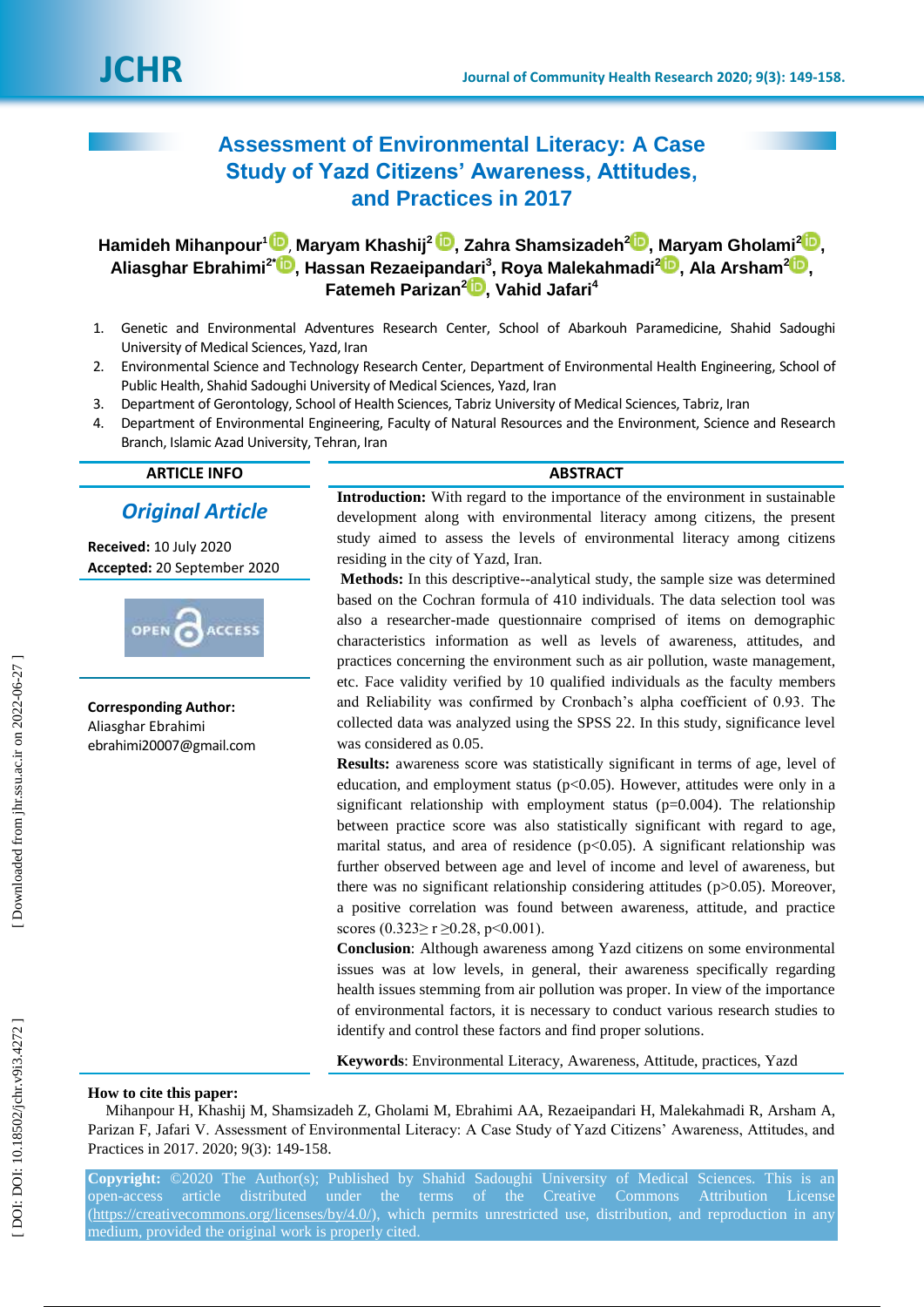# Assessment of Environmental Literacy: A Case Study of Yazd Citizens' Awareness, Attitudes, and Practices in 2017

**Hamideh Mihanpour[1], Maryam Khashij[2], Zahra Shamsizadeh[2], Maryam Gholami[2], Aliasghar Ebrahimi[2*], Hassan Rezaeipandari[3], Roya Malekahmadi[2], Ala Arsham[2], Fatemeh Parizan[2], Vahid Jafari[4]**

1. Genetic and Environmental Adventures Research Center, School of Abarkouh Paramedicine, Shahid Sadoughi University of Medical Sciences, Yazd, Iran
2. Environmental Science and Technology Research Center, Department of Environmental Health Engineering, School of Public Health, Shahid Sadoughi University of Medical Sciences, Yazd, Iran
3. Department of Gerontology, School of Health Sciences, Tabriz University of Medical Sciences, Tabriz, Iran
4. Department of Environmental Engineering, Faculty of Natural Resources and the Environment, Science and Research Branch, Islamic Azad University, Tehran, Iran

## ARTICLE INFO

***Original Article***

**Received:** 10 July 2020

**Accepted:** 20 September 2020

**Corresponding Author:**
Aliasghar Ebrahimi
ebrahimi20007@gmail.com

## ABSTRACT

**Introduction:** With regard to the importance of the environment in sustainable development along with environmental literacy among citizens, the present study aimed to assess the levels of environmental literacy among citizens residing in the city of Yazd, Iran.

**Methods:** In this descriptive--analytical study, the sample size was determined based on the Cochran formula of 410 individuals. The data selection tool was also a researcher-made questionnaire comprised of items on demographic characteristics information as well as levels of awareness, attitudes, and practices concerning the environment such as air pollution, waste management, etc. Face validity verified by 10 qualified individuals as the faculty members and Reliability was confirmed by Cronbach's alpha coefficient of 0.93. The collected data was analyzed using the SPSS 22. In this study, significance level was considered as 0.05.

**Results:** awareness score was statistically significant in terms of age, level of education, and employment status ($p<0.05$). However, attitudes were only in a significant relationship with employment status ($p=0.004$). The relationship between practice score was also statistically significant with regard to age, marital status, and area of residence ($p<0.05$). A significant relationship was further observed between age and level of income and level of awareness, but there was no significant relationship considering attitudes ($p>0.05$). Moreover, a positive correlation was found between awareness, attitude, and practice scores ($0.323\geq r \geq 0.28$, $p<0.001$).

**Conclusion**: Although awareness among Yazd citizens on some environmental issues was at low levels, in general, their awareness specifically regarding health issues stemming from air pollution was proper. In view of the importance of environmental factors, it is necessary to conduct various research studies to identify and control these factors and find proper solutions.

**Keywords**: Environmental Literacy, Awareness, Attitude, practices, Yazd

**How to cite this paper:**
Mihanpour H, Khashij M, Shamsizadeh Z, Gholami M, Ebrahimi AA, Rezaeipandari H, Malekahmadi R, Arsham A, Parizan F, Jafari V. Assessment of Environmental Literacy: A Case Study of Yazd Citizens' Awareness, Attitudes, and Practices in 2017. 2020; 9(3): 149-158.

**Copyright:** ©2020 The Author(s); Published by Shahid Sadoughi University of Medical Sciences. This is an open-access article distributed under the terms of the Creative Commons Attribution License (https://creativecommons.org/licenses/by/4.0/), which permits unrestricted use, distribution, and reproduction in any medium, provided the original work is properly cited.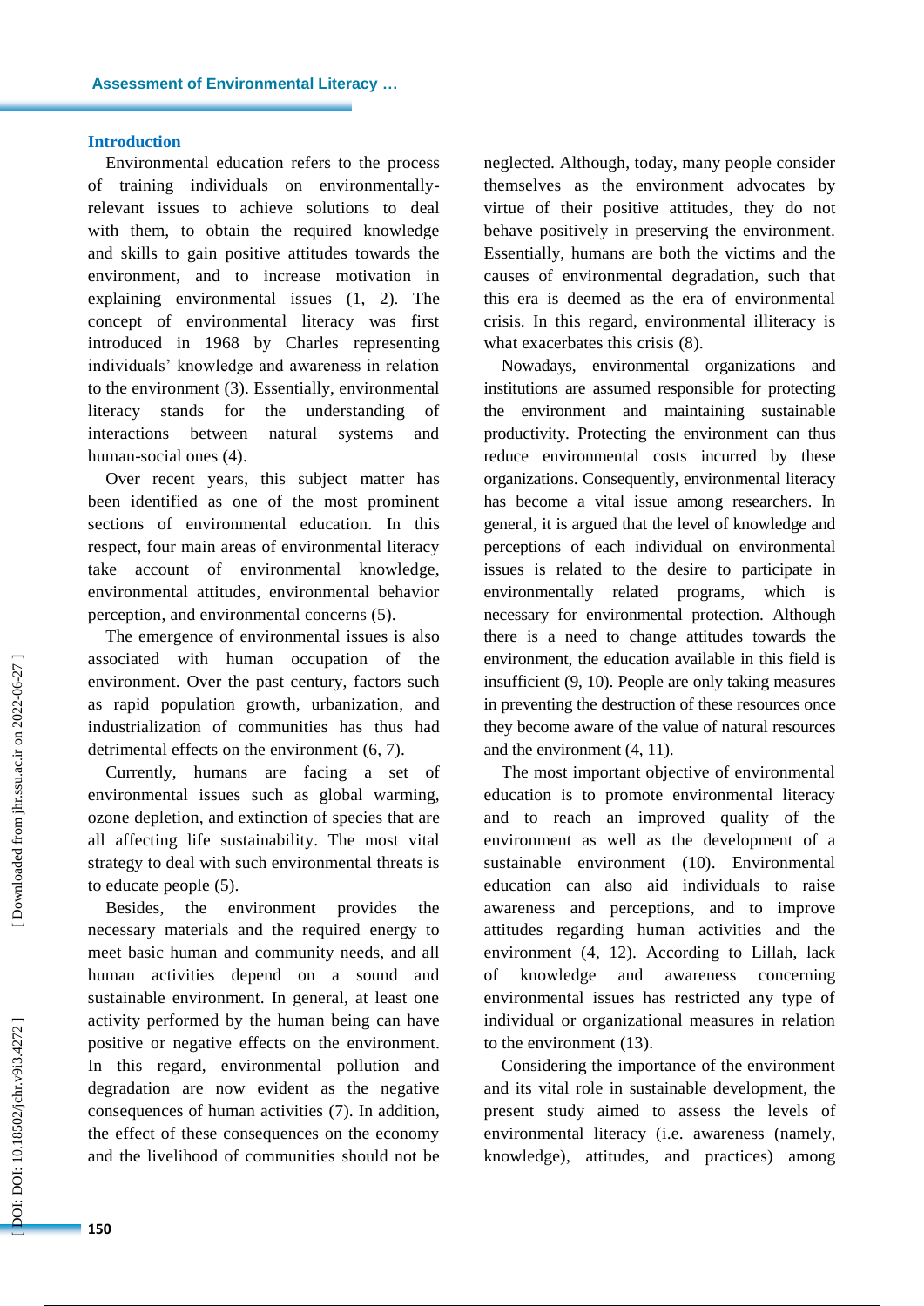## Introduction

Environmental education refers to the process of training individuals on environmentally-relevant issues to achieve solutions to deal with them, to obtain the required knowledge and skills to gain positive attitudes towards the environment, and to increase motivation in explaining environmental issues (1, 2). The concept of environmental literacy was first introduced in 1968 by Charles representing individuals' knowledge and awareness in relation to the environment (3). Essentially, environmental literacy stands for the understanding of interactions between natural systems and human-social ones (4).

Over recent years, this subject matter has been identified as one of the most prominent sections of environmental education. In this respect, four main areas of environmental literacy take account of environmental knowledge, environmental attitudes, environmental behavior perception, and environmental concerns (5).

The emergence of environmental issues is also associated with human occupation of the environment. Over the past century, factors such as rapid population growth, urbanization, and industrialization of communities has thus had detrimental effects on the environment (6, 7).

Currently, humans are facing a set of environmental issues such as global warming, ozone depletion, and extinction of species that are all affecting life sustainability. The most vital strategy to deal with such environmental threats is to educate people (5).

Besides, the environment provides the necessary materials and the required energy to meet basic human and community needs, and all human activities depend on a sound and sustainable environment. In general, at least one activity performed by the human being can have positive or negative effects on the environment. In this regard, environmental pollution and degradation are now evident as the negative consequences of human activities (7). In addition, the effect of these consequences on the economy and the livelihood of communities should not be neglected. Although, today, many people consider themselves as the environment advocates by virtue of their positive attitudes, they do not behave positively in preserving the environment. Essentially, humans are both the victims and the causes of environmental degradation, such that this era is deemed as the era of environmental crisis. In this regard, environmental illiteracy is what exacerbates this crisis (8).

Nowadays, environmental organizations and institutions are assumed responsible for protecting the environment and maintaining sustainable productivity. Protecting the environment can thus reduce environmental costs incurred by these organizations. Consequently, environmental literacy has become a vital issue among researchers. In general, it is argued that the level of knowledge and perceptions of each individual on environmental issues is related to the desire to participate in environmentally related programs, which is necessary for environmental protection. Although there is a need to change attitudes towards the environment, the education available in this field is insufficient (9, 10). People are only taking measures in preventing the destruction of these resources once they become aware of the value of natural resources and the environment (4, 11).

The most important objective of environmental education is to promote environmental literacy and to reach an improved quality of the environment as well as the development of a sustainable environment (10). Environmental education can also aid individuals to raise awareness and perceptions, and to improve attitudes regarding human activities and the environment (4, 12). According to Lillah, lack of knowledge and awareness concerning environmental issues has restricted any type of individual or organizational measures in relation to the environment (13).

Considering the importance of the environment and its vital role in sustainable development, the present study aimed to assess the levels of environmental literacy (i.e. awareness (namely, knowledge), attitudes, and practices) among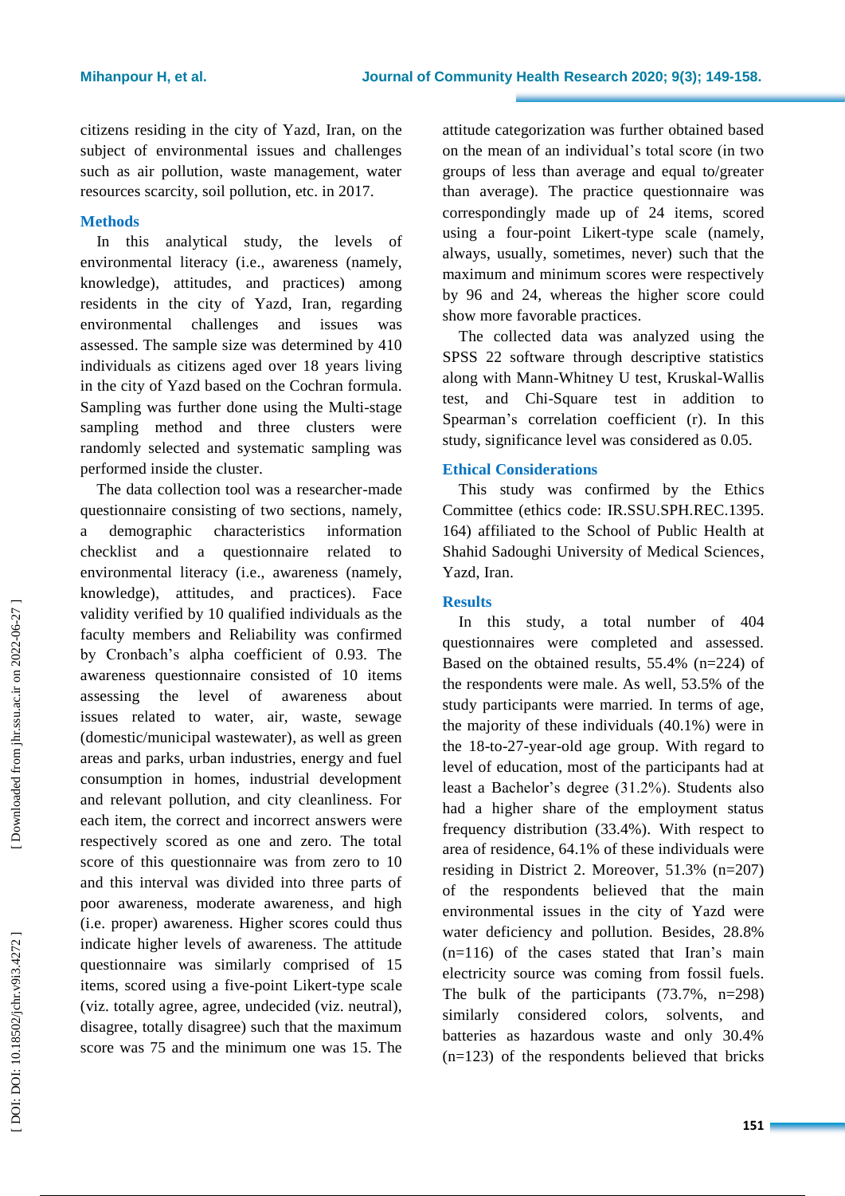citizens residing in the city of Yazd, Iran, on the subject of environmental issues and challenges such as air pollution, waste management, water resources scarcity, soil pollution, etc. in 2017.

## Methods

In this analytical study, the levels of environmental literacy (i.e., awareness (namely, knowledge), attitudes, and practices) among residents in the city of Yazd, Iran, regarding environmental challenges and issues was assessed. The sample size was determined by 410 individuals as citizens aged over 18 years living in the city of Yazd based on the Cochran formula. Sampling was further done using the Multi-stage sampling method and three clusters were randomly selected and systematic sampling was performed inside the cluster.

The data collection tool was a researcher-made questionnaire consisting of two sections, namely, a demographic characteristics information checklist and a questionnaire related to environmental literacy (i.e., awareness (namely, knowledge), attitudes, and practices). Face validity verified by 10 qualified individuals as the faculty members and Reliability was confirmed by Cronbach's alpha coefficient of 0.93. The awareness questionnaire consisted of 10 items assessing the level of awareness about issues related to water, air, waste, sewage (domestic/municipal wastewater), as well as green areas and parks, urban industries, energy and fuel consumption in homes, industrial development and relevant pollution, and city cleanliness. For each item, the correct and incorrect answers were respectively scored as one and zero. The total score of this questionnaire was from zero to 10 and this interval was divided into three parts of poor awareness, moderate awareness, and high (i.e. proper) awareness. Higher scores could thus indicate higher levels of awareness. The attitude questionnaire was similarly comprised of 15 items, scored using a five-point Likert-type scale (viz. totally agree, agree, undecided (viz. neutral), disagree, totally disagree) such that the maximum score was 75 and the minimum one was 15. The attitude categorization was further obtained based on the mean of an individual's total score (in two groups of less than average and equal to/greater than average). The practice questionnaire was correspondingly made up of 24 items, scored using a four-point Likert-type scale (namely, always, usually, sometimes, never) such that the maximum and minimum scores were respectively by 96 and 24, whereas the higher score could show more favorable practices.

The collected data was analyzed using the SPSS 22 software through descriptive statistics along with Mann-Whitney U test, Kruskal-Wallis test, and Chi-Square test in addition to Spearman's correlation coefficient (r). In this study, significance level was considered as 0.05.

## Ethical Considerations

This study was confirmed by the Ethics Committee (ethics code: IR.SSU.SPH.REC.1395.164) affiliated to the School of Public Health at Shahid Sadoughi University of Medical Sciences, Yazd, Iran.

## Results

In this study, a total number of 404 questionnaires were completed and assessed. Based on the obtained results, 55.4% (n=224) of the respondents were male. As well, 53.5% of the study participants were married. In terms of age, the majority of these individuals (40.1%) were in the 18-to-27-year-old age group. With regard to level of education, most of the participants had at least a Bachelor's degree (31.2%). Students also had a higher share of the employment status frequency distribution (33.4%). With respect to area of residence, 64.1% of these individuals were residing in District 2. Moreover, 51.3% (n=207) of the respondents believed that the main environmental issues in the city of Yazd were water deficiency and pollution. Besides, 28.8% (n=116) of the cases stated that Iran's main electricity source was coming from fossil fuels. The bulk of the participants (73.7%, n=298) similarly considered colors, solvents, and batteries as hazardous waste and only 30.4% (n=123) of the respondents believed that bricks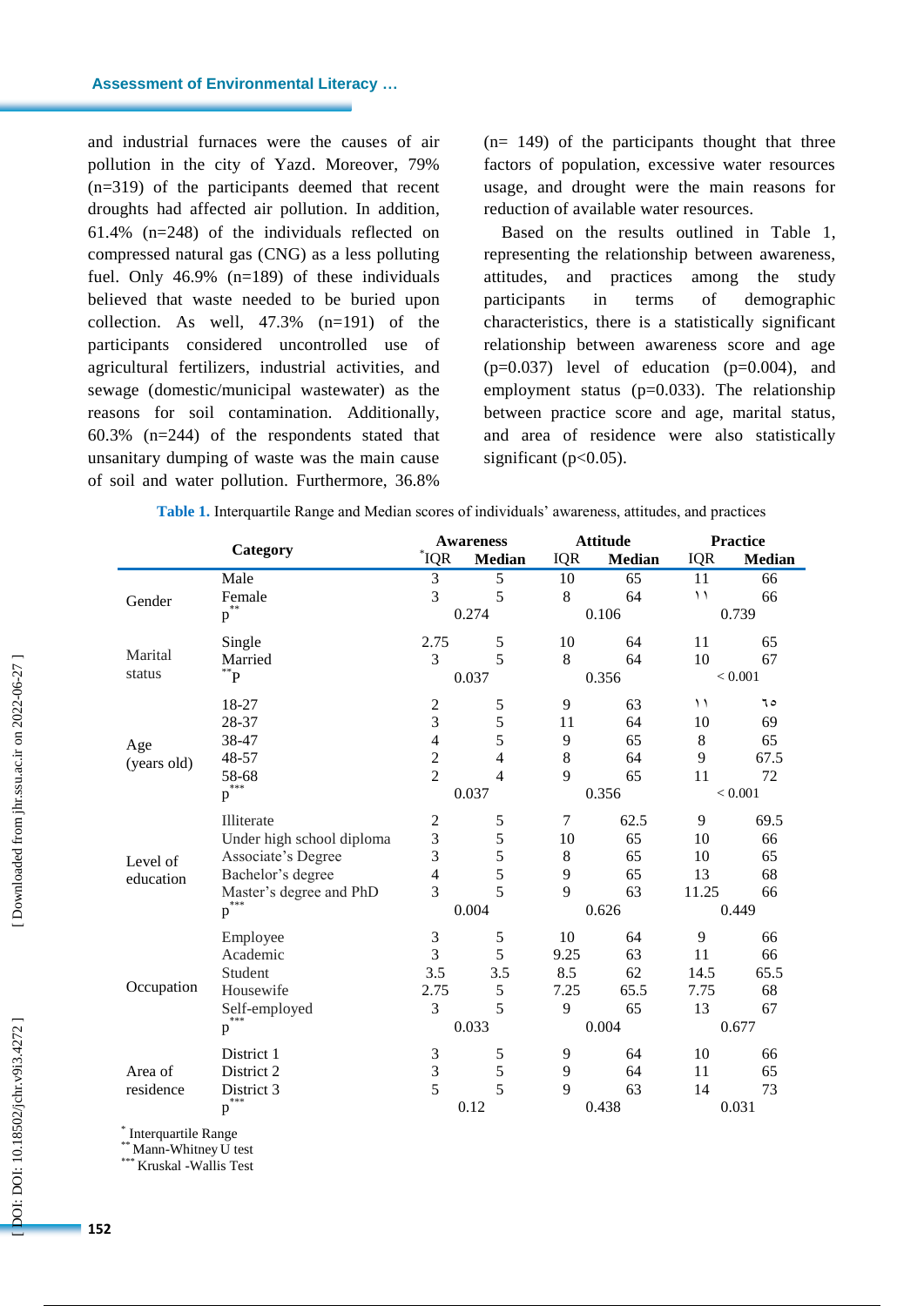and industrial furnaces were the causes of air pollution in the city of Yazd. Moreover, 79% (n=319) of the participants deemed that recent droughts had affected air pollution. In addition, 61.4% (n=248) of the individuals reflected on compressed natural gas (CNG) as a less polluting fuel. Only 46.9% (n=189) of these individuals believed that waste needed to be buried upon collection. As well, 47.3% (n=191) of the participants considered uncontrolled use of agricultural fertilizers, industrial activities, and sewage (domestic/municipal wastewater) as the reasons for soil contamination. Additionally, 60.3% (n=244) of the respondents stated that unsanitary dumping of waste was the main cause of soil and water pollution. Furthermore, 36.8% (n= 149) of the participants thought that three factors of population, excessive water resources usage, and drought were the main reasons for reduction of available water resources.

Based on the results outlined in Table 1, representing the relationship between awareness, attitudes, and practices among the study participants in terms of demographic characteristics, there is a statistically significant relationship between awareness score and age (p=0.037) level of education (p=0.004), and employment status (p=0.033). The relationship between practice score and age, marital status, and area of residence were also statistically significant (p<0.05).

**Table 1.** Interquartile Range and Median scores of individuals' awareness, attitudes, and practices

| Category | | Awareness | | Attitude | | Practice | |
|---|---|---|---|---|---|---|---|
| | | *IQR | Median | IQR | Median | IQR | Median |
| Gender | Male | 3 | 5 | 10 | 65 | 11 | 66 |
| | Female | 3 | 5 | 8 | 64 | ١١ | 66 |
| | p** | 0.274 | | 0.106 | | 0.739 | |
| Marital status | Single | 2.75 | 5 | 10 | 64 | 11 | 65 |
| | Married | 3 | 5 | 8 | 64 | 10 | 67 |
| | **P | 0.037 | | 0.356 | | < 0.001 | |
| Age (years old) | 18-27 | 2 | 5 | 9 | 63 | ١١ | ٦٥ |
| | 28-37 | 3 | 5 | 11 | 64 | 10 | 69 |
| | 38-47 | 4 | 5 | 9 | 65 | 8 | 65 |
| | 48-57 | 2 | 4 | 8 | 64 | 9 | 67.5 |
| | 58-68 | 2 | 4 | 9 | 65 | 11 | 72 |
| | p*** | 0.037 | | 0.356 | | < 0.001 | |
| Level of education | Illiterate | 2 | 5 | 7 | 62.5 | 9 | 69.5 |
| | Under high school diploma | 3 | 5 | 10 | 65 | 10 | 66 |
| | Associate's Degree | 3 | 5 | 8 | 65 | 10 | 65 |
| | Bachelor's degree | 4 | 5 | 9 | 65 | 13 | 68 |
| | Master's degree and PhD | 3 | 5 | 9 | 63 | 11.25 | 66 |
| | p*** | 0.004 | | 0.626 | | 0.449 | |
| Occupation | Employee | 3 | 5 | 10 | 64 | 9 | 66 |
| | Academic | 3 | 5 | 9.25 | 63 | 11 | 66 |
| | Student | 3.5 | 3.5 | 8.5 | 62 | 14.5 | 65.5 |
| | Housewife | 2.75 | 5 | 7.25 | 65.5 | 7.75 | 68 |
| | Self-employed | 3 | 5 | 9 | 65 | 13 | 67 |
| | p*** | 0.033 | | 0.004 | | 0.677 | |
| Area of residence | District 1 | 3 | 5 | 9 | 64 | 10 | 66 |
| | District 2 | 3 | 5 | 9 | 64 | 11 | 65 |
| | District 3 | 5 | 5 | 9 | 63 | 14 | 73 |
| | p*** | 0.12 | | 0.438 | | 0.031 | |

\* Interquartile Range
\*\* Mann-Whitney U test
\*\*\* Kruskal -Wallis Test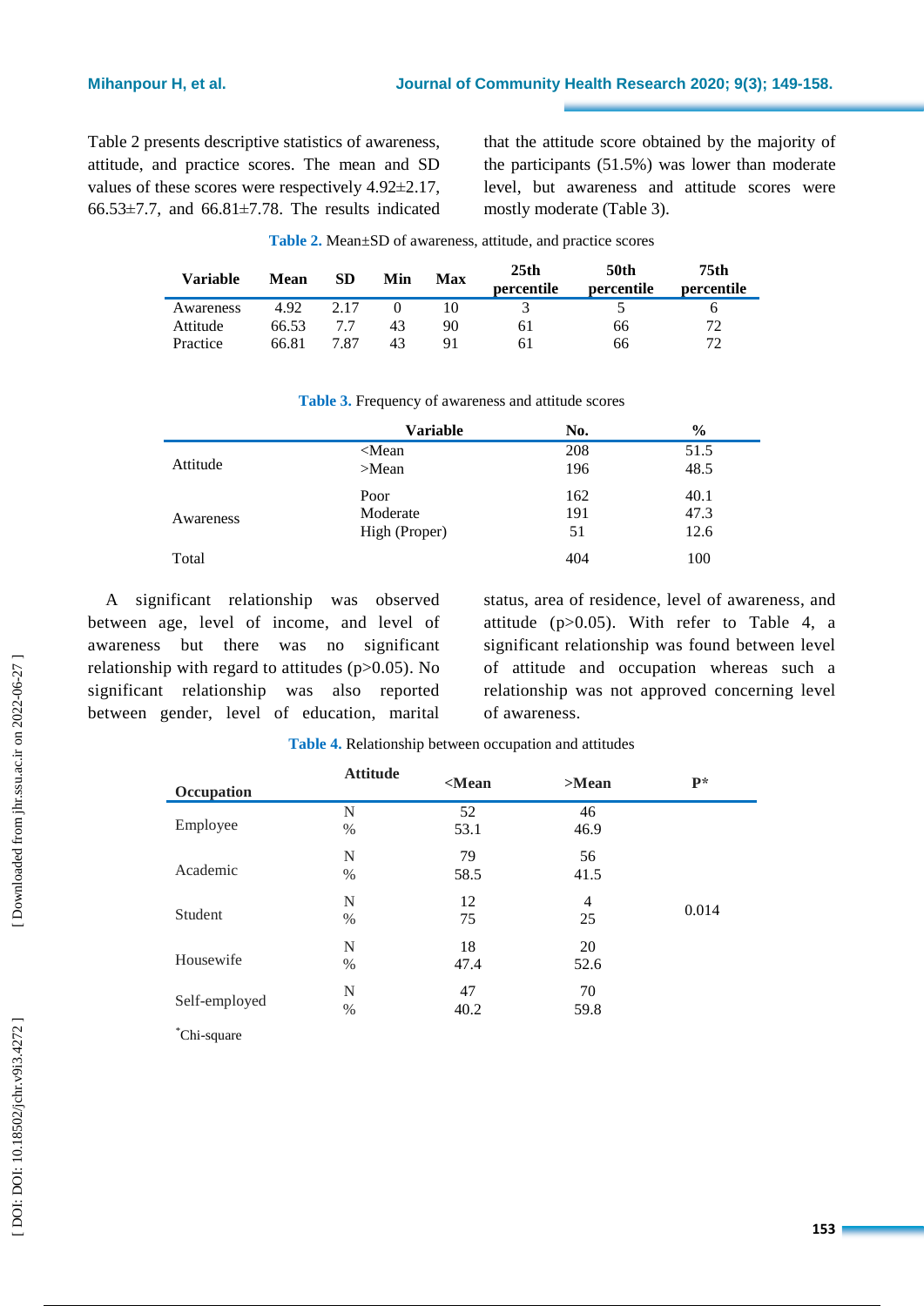Table 2 presents descriptive statistics of awareness, attitude, and practice scores. The mean and SD values of these scores were respectively 4.92±2.17, 66.53±7.7, and 66.81±7.78. The results indicated that the attitude score obtained by the majority of the participants (51.5%) was lower than moderate level, but awareness and attitude scores were mostly moderate (Table 3).

**Table 2.** Mean±SD of awareness, attitude, and practice scores

| Variable | Mean | SD | Min | Max | 25th percentile | 50th percentile | 75th percentile |
|---|---|---|---|---|---|---|---|
| Awareness | 4.92 | 2.17 | 0 | 10 | 3 | 5 | 6 |
| Attitude | 66.53 | 7.7 | 43 | 90 | 61 | 66 | 72 |
| Practice | 66.81 | 7.87 | 43 | 91 | 61 | 66 | 72 |

**Table 3.** Frequency of awareness and attitude scores

| | Variable | No. | % |
|---|---|---|---|
| Attitude | <Mean | 208 | 51.5 |
| | >Mean | 196 | 48.5 |
| Awareness | Poor | 162 | 40.1 |
| | Moderate | 191 | 47.3 |
| | High (Proper) | 51 | 12.6 |
| Total | | 404 | 100 |

A significant relationship was observed between age, level of income, and level of awareness but there was no significant relationship with regard to attitudes (p>0.05). No significant relationship was also reported between gender, level of education, marital status, area of residence, level of awareness, and attitude (p>0.05). With refer to Table 4, a significant relationship was found between level of attitude and occupation whereas such a relationship was not approved concerning level of awareness.

**Table 4.** Relationship between occupation and attitudes

| Occupation | Attitude | <Mean | >Mean | P* |
|---|---|---|---|---|
| Employee | N | 52 | 46 | 0.014 |
| | % | 53.1 | 46.9 | |
| Academic | N | 79 | 56 | |
| | % | 58.5 | 41.5 | |
| Student | N | 12 | 4 | |
| | % | 75 | 25 | |
| Housewife | N | 18 | 20 | |
| | % | 47.4 | 52.6 | |
| Self-employed | N | 47 | 70 | |
| | % | 40.2 | 59.8 | |

*Chi-square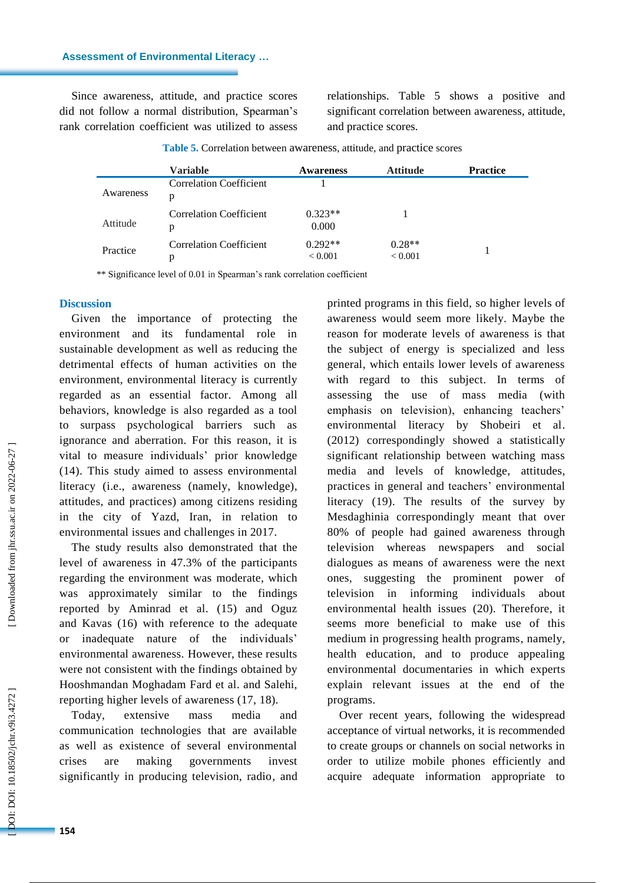Since awareness, attitude, and practice scores did not follow a normal distribution, Spearman's rank correlation coefficient was utilized to assess relationships. Table 5 shows a positive and significant correlation between awareness, attitude, and practice scores.

**Table 5.** Correlation between awareness, attitude, and practice scores

| | Variable | Awareness | Attitude | Practice |
|---|---|---|---|---|
| Awareness | Correlation Coefficient | 1 | | |
| | p | | | |
| Attitude | Correlation Coefficient | 0.323** | 1 | |
| | p | 0.000 | | |
| Practice | Correlation Coefficient | 0.292** | 0.28** | 1 |
| | p | < 0.001 | < 0.001 | |

** Significance level of 0.01 in Spearman's rank correlation coefficient

## Discussion

Given the importance of protecting the environment and its fundamental role in sustainable development as well as reducing the detrimental effects of human activities on the environment, environmental literacy is currently regarded as an essential factor. Among all behaviors, knowledge is also regarded as a tool to surpass psychological barriers such as ignorance and aberration. For this reason, it is vital to measure individuals' prior knowledge (14). This study aimed to assess environmental literacy (i.e., awareness (namely, knowledge), attitudes, and practices) among citizens residing in the city of Yazd, Iran, in relation to environmental issues and challenges in 2017.

The study results also demonstrated that the level of awareness in 47.3% of the participants regarding the environment was moderate, which was approximately similar to the findings reported by Aminrad et al. (15) and Oguz and Kavas (16) with reference to the adequate or inadequate nature of the individuals' environmental awareness. However, these results were not consistent with the findings obtained by Hooshmandan Moghadam Fard et al. and Salehi, reporting higher levels of awareness (17, 18).

Today, extensive mass media and communication technologies that are available as well as existence of several environmental crises are making governments invest significantly in producing television, radio, and printed programs in this field, so higher levels of awareness would seem more likely. Maybe the reason for moderate levels of awareness is that the subject of energy is specialized and less general, which entails lower levels of awareness with regard to this subject. In terms of assessing the use of mass media (with emphasis on television), enhancing teachers' environmental literacy by Shobeiri et al. (2012) correspondingly showed a statistically significant relationship between watching mass media and levels of knowledge, attitudes, practices in general and teachers' environmental literacy (19). The results of the survey by Mesdaghinia correspondingly meant that over 80% of people had gained awareness through television whereas newspapers and social dialogues as means of awareness were the next ones, suggesting the prominent power of television in informing individuals about environmental health issues (20). Therefore, it seems more beneficial to make use of this medium in progressing health programs, namely, health education, and to produce appealing environmental documentaries in which experts explain relevant issues at the end of the programs.

Over recent years, following the widespread acceptance of virtual networks, it is recommended to create groups or channels on social networks in order to utilize mobile phones efficiently and acquire adequate information appropriate to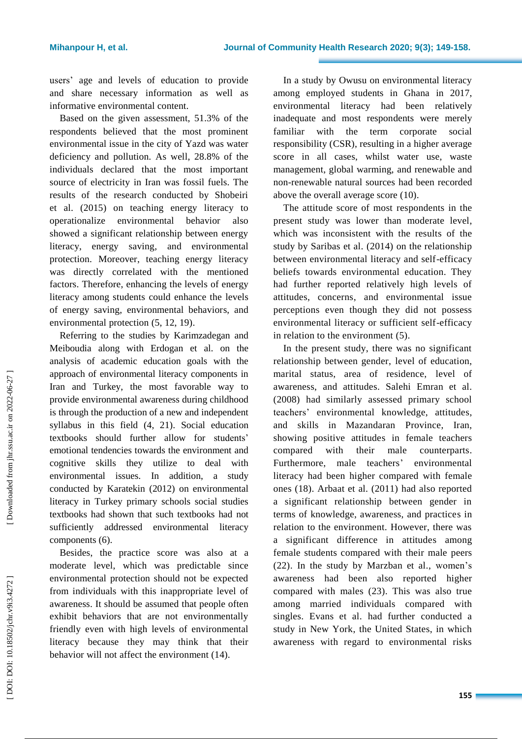users' age and levels of education to provide and share necessary information as well as informative environmental content.

Based on the given assessment, 51.3% of the respondents believed that the most prominent environmental issue in the city of Yazd was water deficiency and pollution. As well, 28.8% of the individuals declared that the most important source of electricity in Iran was fossil fuels. The results of the research conducted by Shobeiri et al. (2015) on teaching energy literacy to operationalize environmental behavior also showed a significant relationship between energy literacy, energy saving, and environmental protection. Moreover, teaching energy literacy was directly correlated with the mentioned factors. Therefore, enhancing the levels of energy literacy among students could enhance the levels of energy saving, environmental behaviors, and environmental protection (5, 12, 19).

Referring to the studies by Karimzadegan and Meiboudia along with Erdogan et al. on the analysis of academic education goals with the approach of environmental literacy components in Iran and Turkey, the most favorable way to provide environmental awareness during childhood is through the production of a new and independent syllabus in this field (4, 21). Social education textbooks should further allow for students' emotional tendencies towards the environment and cognitive skills they utilize to deal with environmental issues. In addition, a study conducted by Karatekin (2012) on environmental literacy in Turkey primary schools social studies textbooks had shown that such textbooks had not sufficiently addressed environmental literacy components (6).

Besides, the practice score was also at a moderate level, which was predictable since environmental protection should not be expected from individuals with this inappropriate level of awareness. It should be assumed that people often exhibit behaviors that are not environmentally friendly even with high levels of environmental literacy because they may think that their behavior will not affect the environment (14).

In a study by Owusu on environmental literacy among employed students in Ghana in 2017, environmental literacy had been relatively inadequate and most respondents were merely familiar with the term corporate social responsibility (CSR), resulting in a higher average score in all cases, whilst water use, waste management, global warming, and renewable and non-renewable natural sources had been recorded above the overall average score (10).

The attitude score of most respondents in the present study was lower than moderate level, which was inconsistent with the results of the study by Saribas et al. (2014) on the relationship between environmental literacy and self-efficacy beliefs towards environmental education. They had further reported relatively high levels of attitudes, concerns, and environmental issue perceptions even though they did not possess environmental literacy or sufficient self-efficacy in relation to the environment (5).

In the present study, there was no significant relationship between gender, level of education, marital status, area of residence, level of awareness, and attitudes. Salehi Emran et al. (2008) had similarly assessed primary school teachers' environmental knowledge, attitudes, and skills in Mazandaran Province, Iran, showing positive attitudes in female teachers compared with their male counterparts. Furthermore, male teachers' environmental literacy had been higher compared with female ones (18). Arbaat et al. (2011) had also reported a significant relationship between gender in terms of knowledge, awareness, and practices in relation to the environment. However, there was a significant difference in attitudes among female students compared with their male peers (22). In the study by Marzban et al., women's awareness had been also reported higher compared with males (23). This was also true among married individuals compared with singles. Evans et al. had further conducted a study in New York, the United States, in which awareness with regard to environmental risks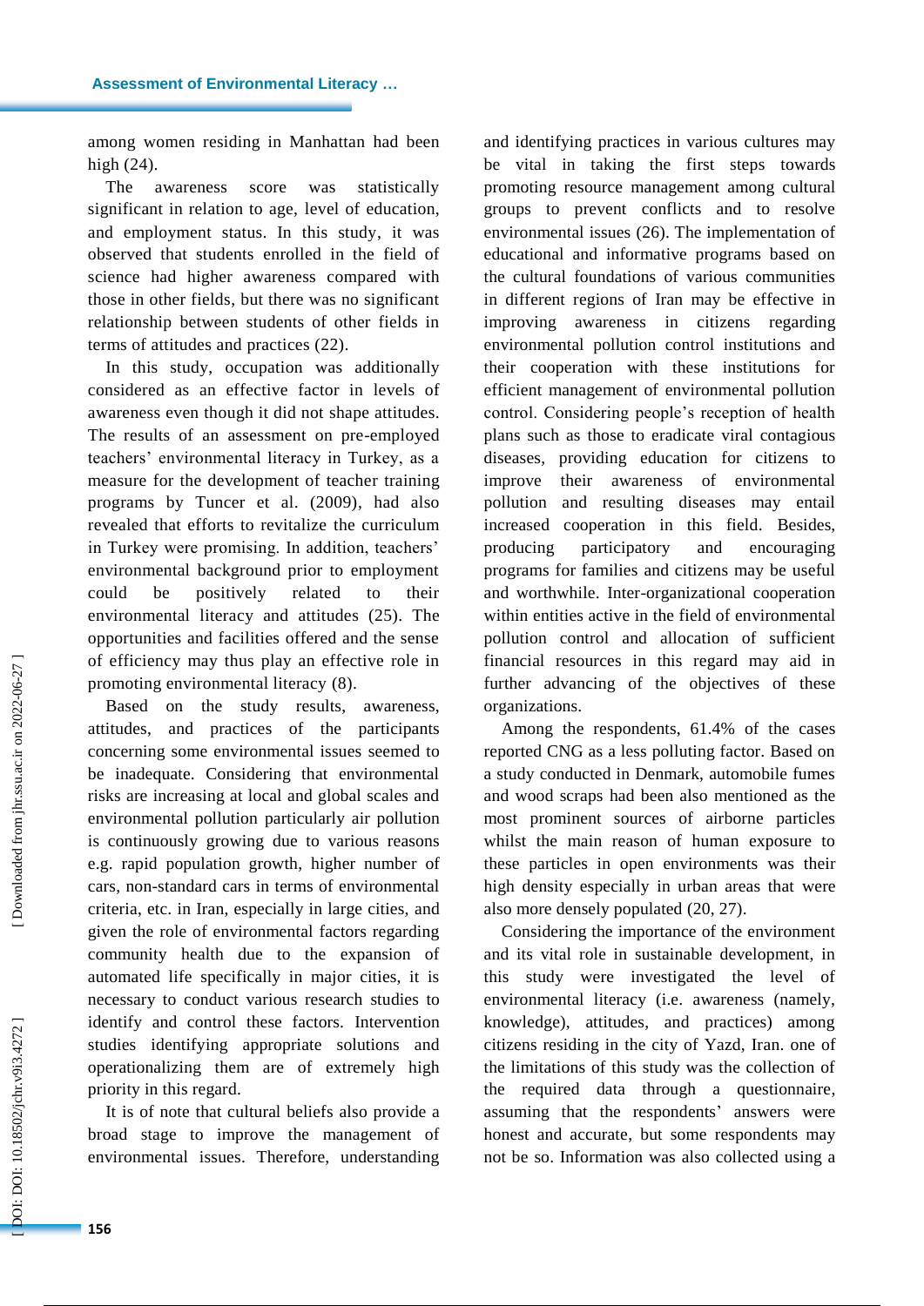among women residing in Manhattan had been high (24).

The awareness score was statistically significant in relation to age, level of education, and employment status. In this study, it was observed that students enrolled in the field of science had higher awareness compared with those in other fields, but there was no significant relationship between students of other fields in terms of attitudes and practices (22).

In this study, occupation was additionally considered as an effective factor in levels of awareness even though it did not shape attitudes. The results of an assessment on pre-employed teachers' environmental literacy in Turkey, as a measure for the development of teacher training programs by Tuncer et al. (2009), had also revealed that efforts to revitalize the curriculum in Turkey were promising. In addition, teachers' environmental background prior to employment could be positively related to their environmental literacy and attitudes (25). The opportunities and facilities offered and the sense of efficiency may thus play an effective role in promoting environmental literacy (8).

Based on the study results, awareness, attitudes, and practices of the participants concerning some environmental issues seemed to be inadequate. Considering that environmental risks are increasing at local and global scales and environmental pollution particularly air pollution is continuously growing due to various reasons e.g. rapid population growth, higher number of cars, non-standard cars in terms of environmental criteria, etc. in Iran, especially in large cities, and given the role of environmental factors regarding community health due to the expansion of automated life specifically in major cities, it is necessary to conduct various research studies to identify and control these factors. Intervention studies identifying appropriate solutions and operationalizing them are of extremely high priority in this regard.

It is of note that cultural beliefs also provide a broad stage to improve the management of environmental issues. Therefore, understanding and identifying practices in various cultures may be vital in taking the first steps towards promoting resource management among cultural groups to prevent conflicts and to resolve environmental issues (26). The implementation of educational and informative programs based on the cultural foundations of various communities in different regions of Iran may be effective in improving awareness in citizens regarding environmental pollution control institutions and their cooperation with these institutions for efficient management of environmental pollution control. Considering people's reception of health plans such as those to eradicate viral contagious diseases, providing education for citizens to improve their awareness of environmental pollution and resulting diseases may entail increased cooperation in this field. Besides, producing participatory and encouraging programs for families and citizens may be useful and worthwhile. Inter-organizational cooperation within entities active in the field of environmental pollution control and allocation of sufficient financial resources in this regard may aid in further advancing of the objectives of these organizations.

Among the respondents, 61.4% of the cases reported CNG as a less polluting factor. Based on a study conducted in Denmark, automobile fumes and wood scraps had been also mentioned as the most prominent sources of airborne particles whilst the main reason of human exposure to these particles in open environments was their high density especially in urban areas that were also more densely populated (20, 27).

Considering the importance of the environment and its vital role in sustainable development, in this study were investigated the level of environmental literacy (i.e. awareness (namely, knowledge), attitudes, and practices) among citizens residing in the city of Yazd, Iran. one of the limitations of this study was the collection of the required data through a questionnaire, assuming that the respondents' answers were honest and accurate, but some respondents may not be so. Information was also collected using a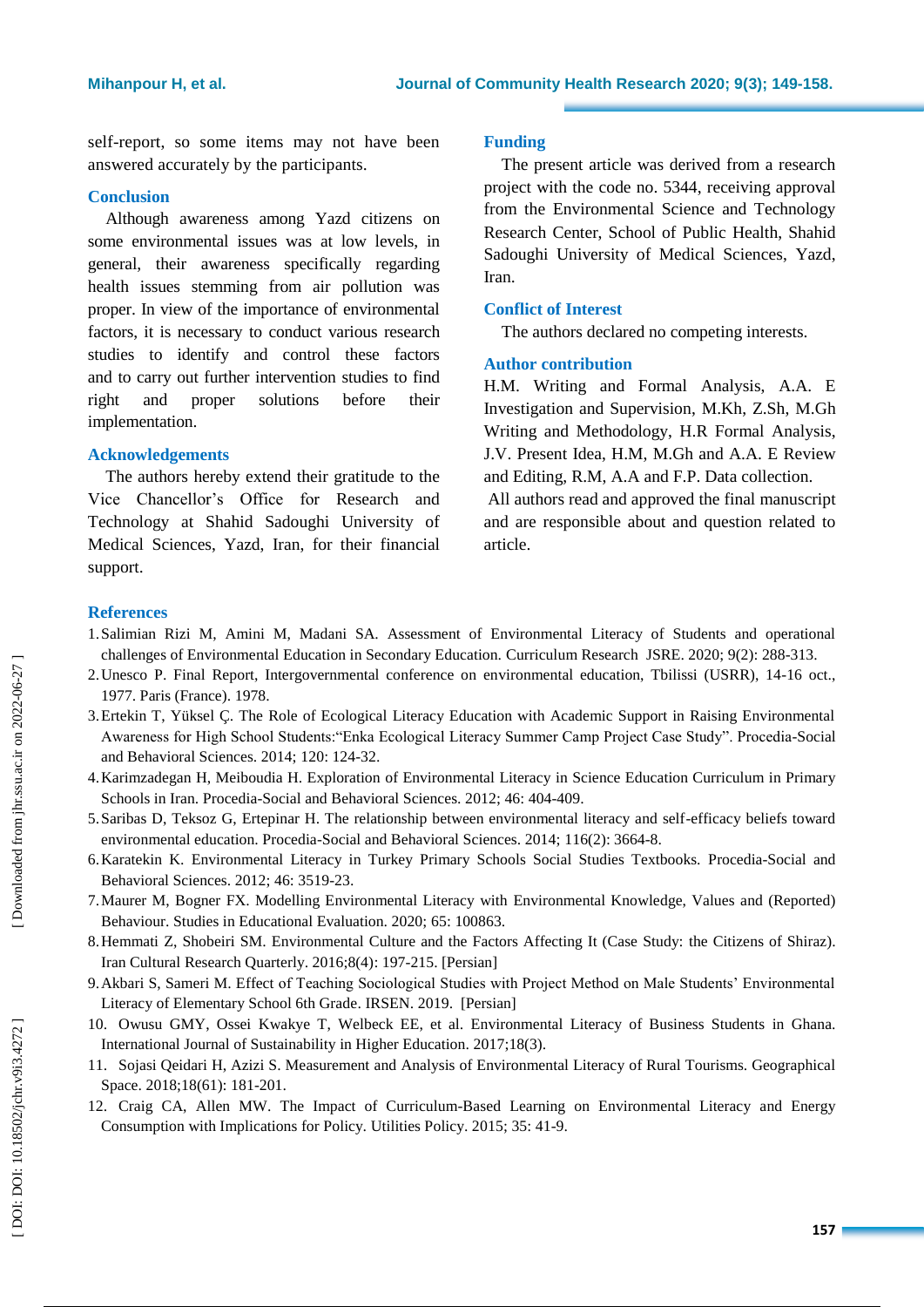self-report, so some items may not have been answered accurately by the participants.

## Conclusion

Although awareness among Yazd citizens on some environmental issues was at low levels, in general, their awareness specifically regarding health issues stemming from air pollution was proper. In view of the importance of environmental factors, it is necessary to conduct various research studies to identify and control these factors and to carry out further intervention studies to find right and proper solutions before their implementation.

## Acknowledgements

The authors hereby extend their gratitude to the Vice Chancellor's Office for Research and Technology at Shahid Sadoughi University of Medical Sciences, Yazd, Iran, for their financial support.

## Funding

The present article was derived from a research project with the code no. 5344, receiving approval from the Environmental Science and Technology Research Center, School of Public Health, Shahid Sadoughi University of Medical Sciences, Yazd, Iran.

## Conflict of Interest

The authors declared no competing interests.

## Author contribution

H.M. Writing and Formal Analysis, A.A. E Investigation and Supervision, M.Kh, Z.Sh, M.Gh Writing and Methodology, H.R Formal Analysis, J.V. Present Idea, H.M, M.Gh and A.A. E Review and Editing, R.M, A.A and F.P. Data collection.

All authors read and approved the final manuscript and are responsible about and question related to article.

## References

1. Salimian Rizi M, Amini M, Madani SA. Assessment of Environmental Literacy of Students and operational challenges of Environmental Education in Secondary Education. Curriculum Research JSRE. 2020; 9(2): 288-313.
2. Unesco P. Final Report, Intergovernmental conference on environmental education, Tbilissi (USRR), 14-16 oct., 1977. Paris (France). 1978.
3. Ertekin T, Yüksel Ç. The Role of Ecological Literacy Education with Academic Support in Raising Environmental Awareness for High School Students:"Enka Ecological Literacy Summer Camp Project Case Study". Procedia-Social and Behavioral Sciences. 2014; 120: 124-32.
4. Karimzadegan H, Meiboudia H. Exploration of Environmental Literacy in Science Education Curriculum in Primary Schools in Iran. Procedia-Social and Behavioral Sciences. 2012; 46: 404-409.
5. Saribas D, Teksoz G, Ertepinar H. The relationship between environmental literacy and self-efficacy beliefs toward environmental education. Procedia-Social and Behavioral Sciences. 2014; 116(2): 3664-8.
6. Karatekin K. Environmental Literacy in Turkey Primary Schools Social Studies Textbooks. Procedia-Social and Behavioral Sciences. 2012; 46: 3519-23.
7. Maurer M, Bogner FX. Modelling Environmental Literacy with Environmental Knowledge, Values and (Reported) Behaviour. Studies in Educational Evaluation. 2020; 65: 100863.
8. Hemmati Z, Shobeiri SM. Environmental Culture and the Factors Affecting It (Case Study: the Citizens of Shiraz). Iran Cultural Research Quarterly. 2016;8(4): 197-215. [Persian]
9. Akbari S, Sameri M. Effect of Teaching Sociological Studies with Project Method on Male Students' Environmental Literacy of Elementary School 6th Grade. IRSEN. 2019. [Persian]
10. Owusu GMY, Ossei Kwakye T, Welbeck EE, et al. Environmental Literacy of Business Students in Ghana. International Journal of Sustainability in Higher Education. 2017;18(3).
11. Sojasi Qeidari H, Azizi S. Measurement and Analysis of Environmental Literacy of Rural Tourisms. Geographical Space. 2018;18(61): 181-201.
12. Craig CA, Allen MW. The Impact of Curriculum-Based Learning on Environmental Literacy and Energy Consumption with Implications for Policy. Utilities Policy. 2015; 35: 41-9.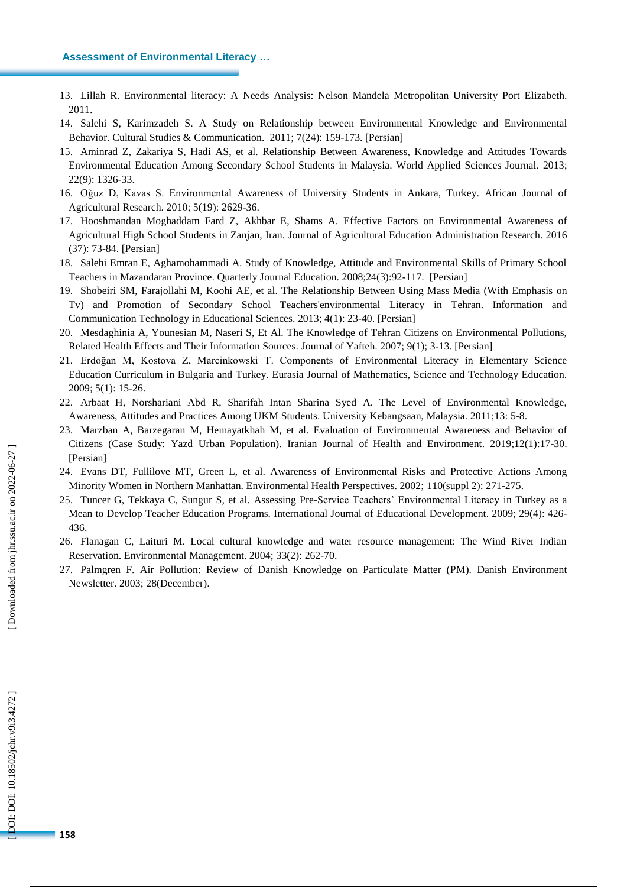13. Lillah R. Environmental literacy: A Needs Analysis: Nelson Mandela Metropolitan University Port Elizabeth. 2011.
14. Salehi S, Karimzadeh S. A Study on Relationship between Environmental Knowledge and Environmental Behavior. Cultural Studies & Communication. 2011; 7(24): 159-173. [Persian]
15. Aminrad Z, Zakariya S, Hadi AS, et al. Relationship Between Awareness, Knowledge and Attitudes Towards Environmental Education Among Secondary School Students in Malaysia. World Applied Sciences Journal. 2013; 22(9): 1326-33.
16. Oğuz D, Kavas S. Environmental Awareness of University Students in Ankara, Turkey. African Journal of Agricultural Research. 2010; 5(19): 2629-36.
17. Hooshmandan Moghaddam Fard Z, Akhbar E, Shams A. Effective Factors on Environmental Awareness of Agricultural High School Students in Zanjan, Iran. Journal of Agricultural Education Administration Research. 2016 (37): 73-84. [Persian]
18. Salehi Emran E, Aghamohammadi A. Study of Knowledge, Attitude and Environmental Skills of Primary School Teachers in Mazandaran Province. Quarterly Journal Education. 2008;24(3):92-117. [Persian]
19. Shobeiri SM, Farajollahi M, Koohi AE, et al. The Relationship Between Using Mass Media (With Emphasis on Tv) and Promotion of Secondary School Teachers'environmental Literacy in Tehran. Information and Communication Technology in Educational Sciences. 2013; 4(1): 23-40. [Persian]
20. Mesdaghinia A, Younesian M, Naseri S, Et Al. The Knowledge of Tehran Citizens on Environmental Pollutions, Related Health Effects and Their Information Sources. Journal of Yafteh. 2007; 9(1); 3-13. [Persian]
21. Erdoğan M, Kostova Z, Marcinkowski T. Components of Environmental Literacy in Elementary Science Education Curriculum in Bulgaria and Turkey. Eurasia Journal of Mathematics, Science and Technology Education. 2009; 5(1): 15-26.
22. Arbaat H, Norshariani Abd R, Sharifah Intan Sharina Syed A. The Level of Environmental Knowledge, Awareness, Attitudes and Practices Among UKM Students. University Kebangsaan, Malaysia. 2011;13: 5-8.
23. Marzban A, Barzegaran M, Hemayatkhah M, et al. Evaluation of Environmental Awareness and Behavior of Citizens (Case Study: Yazd Urban Population). Iranian Journal of Health and Environment. 2019;12(1):17-30. [Persian]
24. Evans DT, Fullilove MT, Green L, et al. Awareness of Environmental Risks and Protective Actions Among Minority Women in Northern Manhattan. Environmental Health Perspectives. 2002; 110(suppl 2): 271-275.
25. Tuncer G, Tekkaya C, Sungur S, et al. Assessing Pre-Service Teachers' Environmental Literacy in Turkey as a Mean to Develop Teacher Education Programs. International Journal of Educational Development. 2009; 29(4): 426-436.
26. Flanagan C, Laituri M. Local cultural knowledge and water resource management: The Wind River Indian Reservation. Environmental Management. 2004; 33(2): 262-70.
27. Palmgren F. Air Pollution: Review of Danish Knowledge on Particulate Matter (PM). Danish Environment Newsletter. 2003; 28(December).